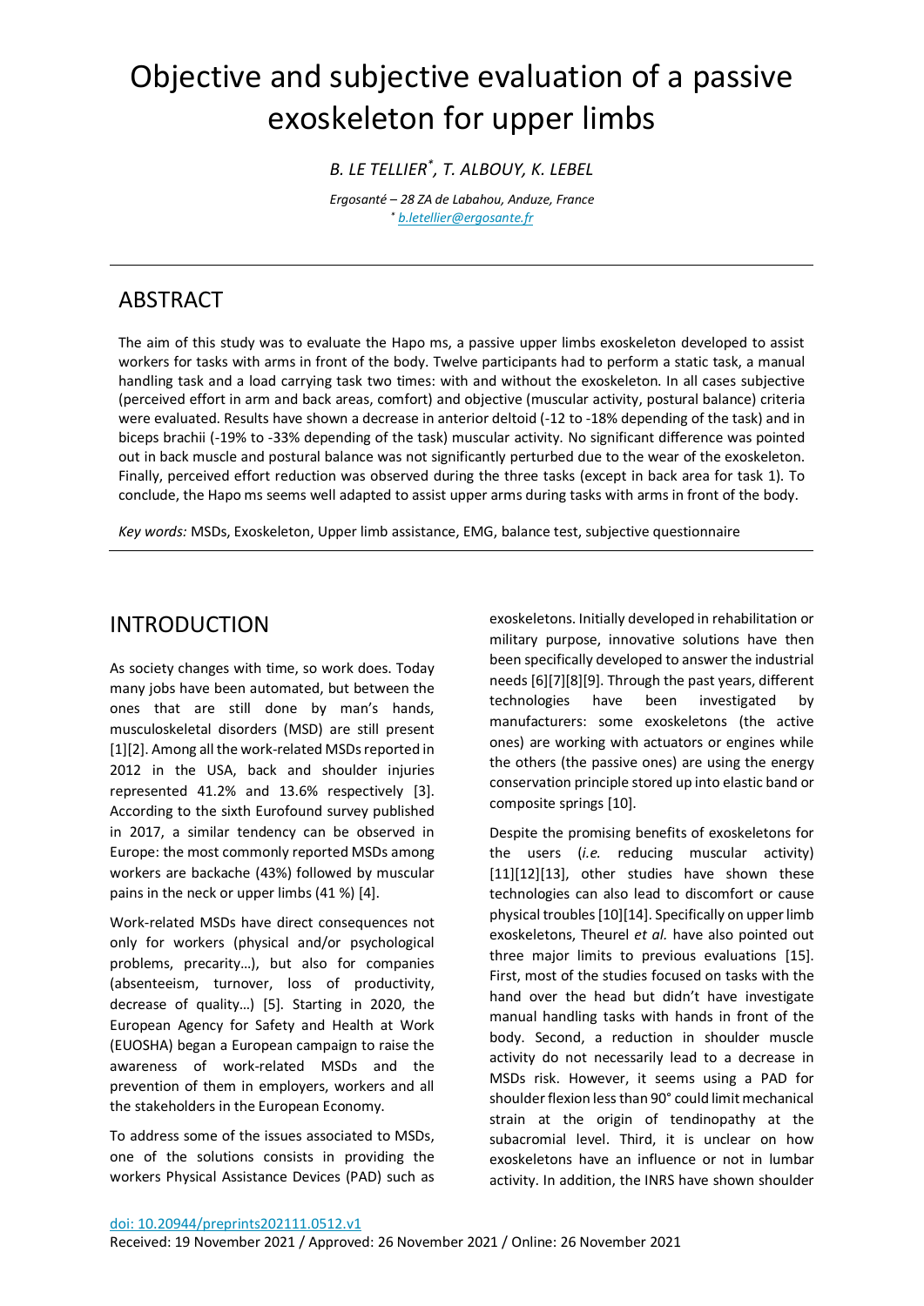# Objective and subjective evaluation of a passive exoskeleton for upper limbs

*B. LE TELLIER[*], T. ALBOUY, K. LEBEL*

*Ergosanté – 28 ZA de Labahou, Anduze, France*
*[*] b.letellier@ergosante.fr*

## ABSTRACT

The aim of this study was to evaluate the Hapo ms, a passive upper limbs exoskeleton developed to assist workers for tasks with arms in front of the body. Twelve participants had to perform a static task, a manual handling task and a load carrying task two times: with and without the exoskeleton. In all cases subjective (perceived effort in arm and back areas, comfort) and objective (muscular activity, postural balance) criteria were evaluated. Results have shown a decrease in anterior deltoid (-12 to -18% depending of the task) and in biceps brachii (-19% to -33% depending of the task) muscular activity. No significant difference was pointed out in back muscle and postural balance was not significantly perturbed due to the wear of the exoskeleton. Finally, perceived effort reduction was observed during the three tasks (except in back area for task 1). To conclude, the Hapo ms seems well adapted to assist upper arms during tasks with arms in front of the body.

*Key words:* MSDs, Exoskeleton, Upper limb assistance, EMG, balance test, subjective questionnaire

## INTRODUCTION

As society changes with time, so work does. Today many jobs have been automated, but between the ones that are still done by man's hands, musculoskeletal disorders (MSD) are still present [1][2]. Among all the work-related MSDs reported in 2012 in the USA, back and shoulder injuries represented 41.2% and 13.6% respectively [3]. According to the sixth Eurofound survey published in 2017, a similar tendency can be observed in Europe: the most commonly reported MSDs among workers are backache (43%) followed by muscular pains in the neck or upper limbs (41 %) [4].

Work-related MSDs have direct consequences not only for workers (physical and/or psychological problems, precarity…), but also for companies (absenteeism, turnover, loss of productivity, decrease of quality…) [5]. Starting in 2020, the European Agency for Safety and Health at Work (EUOSHA) began a European campaign to raise the awareness of work-related MSDs and the prevention of them in employers, workers and all the stakeholders in the European Economy.

To address some of the issues associated to MSDs, one of the solutions consists in providing the workers Physical Assistance Devices (PAD) such as exoskeletons. Initially developed in rehabilitation or military purpose, innovative solutions have then been specifically developed to answer the industrial needs [6][7][8][9]. Through the past years, different technologies have been investigated by manufacturers: some exoskeletons (the active ones) are working with actuators or engines while the others (the passive ones) are using the energy conservation principle stored up into elastic band or composite springs [10].

Despite the promising benefits of exoskeletons for the users (*i.e.* reducing muscular activity) [11][12][13], other studies have shown these technologies can also lead to discomfort or cause physical troubles [10][14]. Specifically on upper limb exoskeletons, Theurel *et al.* have also pointed out three major limits to previous evaluations [15]. First, most of the studies focused on tasks with the hand over the head but didn't have investigate manual handling tasks with hands in front of the body. Second, a reduction in shoulder muscle activity do not necessarily lead to a decrease in MSDs risk. However, it seems using a PAD for shoulder flexion less than 90° could limit mechanical strain at the origin of tendinopathy at the subacromial level. Third, it is unclear on how exoskeletons have an influence or not in lumbar activity. In addition, the INRS have shown shoulder

doi: 10.20944/preprints202111.0512.v1
Received: 19 November 2021 / Approved: 26 November 2021 / Online: 26 November 2021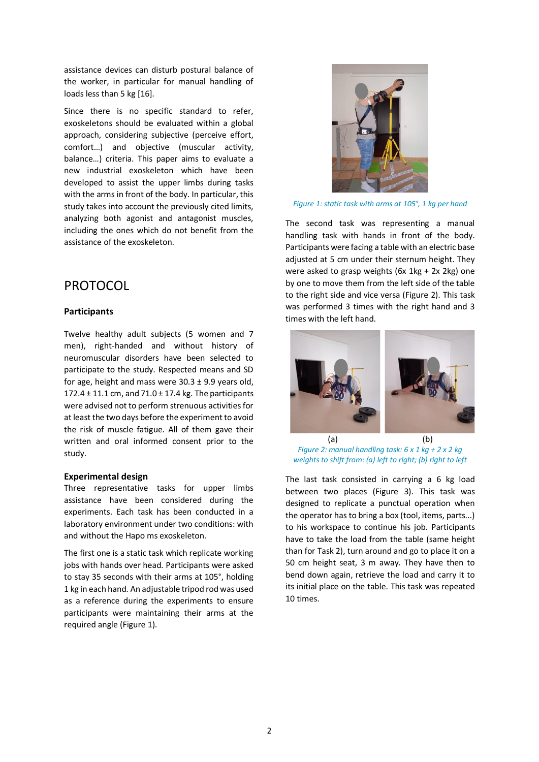assistance devices can disturb postural balance of the worker, in particular for manual handling of loads less than 5 kg [16].

Since there is no specific standard to refer, exoskeletons should be evaluated within a global approach, considering subjective (perceive effort, comfort…) and objective (muscular activity, balance…) criteria. This paper aims to evaluate a new industrial exoskeleton which have been developed to assist the upper limbs during tasks with the arms in front of the body. In particular, this study takes into account the previously cited limits, analyzing both agonist and antagonist muscles, including the ones which do not benefit from the assistance of the exoskeleton.

# PROTOCOL

### Participants

Twelve healthy adult subjects (5 women and 7 men), right-handed and without history of neuromuscular disorders have been selected to participate to the study. Respected means and SD for age, height and mass were 30.3 ± 9.9 years old, 172.4 ± 11.1 cm, and 71.0 ± 17.4 kg. The participants were advised not to perform strenuous activities for at least the two days before the experiment to avoid the risk of muscle fatigue. All of them gave their written and oral informed consent prior to the study.

### Experimental design

Three representative tasks for upper limbs assistance have been considered during the experiments. Each task has been conducted in a laboratory environment under two conditions: with and without the Hapo ms exoskeleton.

The first one is a static task which replicate working jobs with hands over head. Participants were asked to stay 35 seconds with their arms at 105°, holding 1 kg in each hand. An adjustable tripod rod was used as a reference during the experiments to ensure participants were maintaining their arms at the required angle (Figure 1).

*Figure 1: static task with arms at 105°, 1 kg per hand*

The second task was representing a manual handling task with hands in front of the body. Participants were facing a table with an electric base adjusted at 5 cm under their sternum height. They were asked to grasp weights (6x 1kg + 2x 2kg) one by one to move them from the left side of the table to the right side and vice versa (Figure 2). This task was performed 3 times with the right hand and 3 times with the left hand.

(a) (b)

*Figure 2: manual handling task: 6 x 1 kg + 2 x 2 kg weights to shift from: (a) left to right; (b) right to left*

The last task consisted in carrying a 6 kg load between two places (Figure 3). This task was designed to replicate a punctual operation when the operator has to bring a box (tool, items, parts...) to his workspace to continue his job. Participants have to take the load from the table (same height than for Task 2), turn around and go to place it on a 50 cm height seat, 3 m away. They have then to bend down again, retrieve the load and carry it to its initial place on the table. This task was repeated 10 times.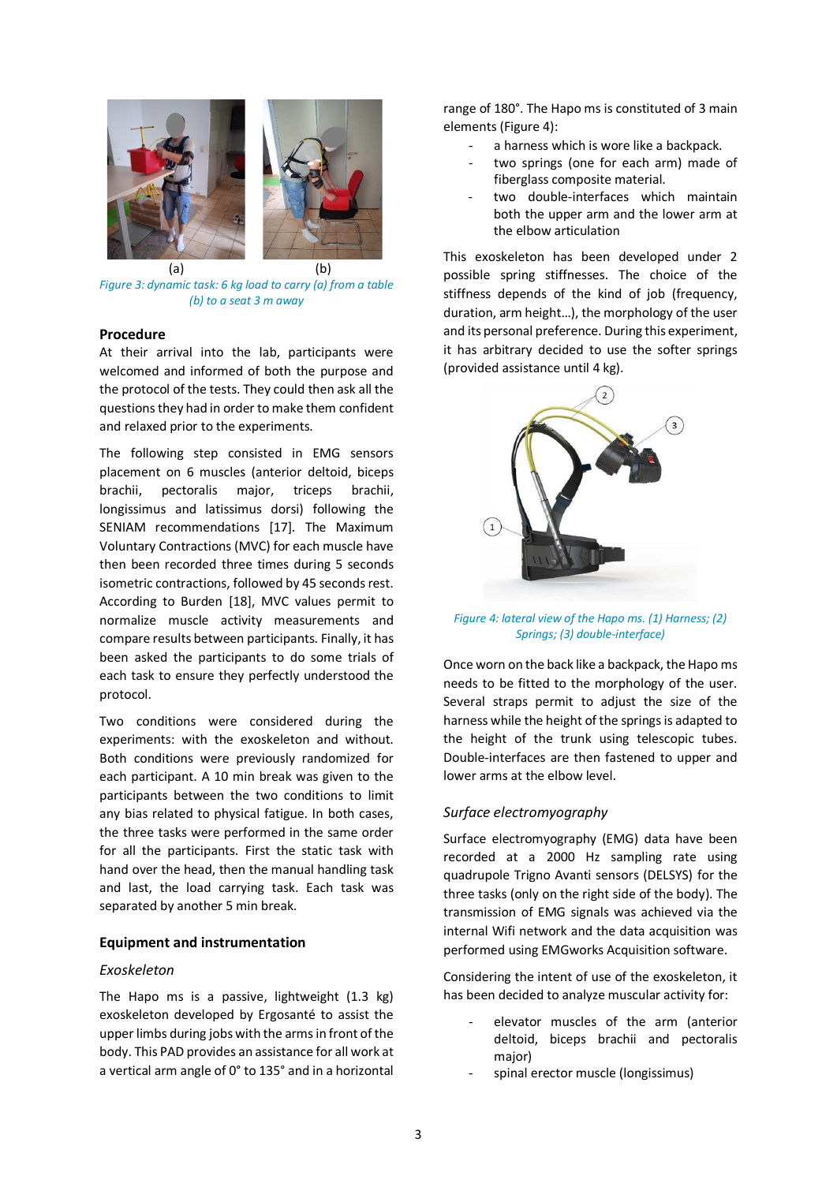(a) (b)

Figure 3: dynamic task: 6 kg load to carry (a) from a table (b) to a seat 3 m away

## Procedure

At their arrival into the lab, participants were welcomed and informed of both the purpose and the protocol of the tests. They could then ask all the questions they had in order to make them confident and relaxed prior to the experiments.

The following step consisted in EMG sensors placement on 6 muscles (anterior deltoid, biceps brachii, pectoralis major, triceps brachii, longissimus and latissimus dorsi) following the SENIAM recommendations [17]. The Maximum Voluntary Contractions (MVC) for each muscle have then been recorded three times during 5 seconds isometric contractions, followed by 45 seconds rest. According to Burden [18], MVC values permit to normalize muscle activity measurements and compare results between participants. Finally, it has been asked the participants to do some trials of each task to ensure they perfectly understood the protocol.

Two conditions were considered during the experiments: with the exoskeleton and without. Both conditions were previously randomized for each participant. A 10 min break was given to the participants between the two conditions to limit any bias related to physical fatigue. In both cases, the three tasks were performed in the same order for all the participants. First the static task with hand over the head, then the manual handling task and last, the load carrying task. Each task was separated by another 5 min break.

## Equipment and instrumentation

### *Exoskeleton*

The Hapo ms is a passive, lightweight (1.3 kg) exoskeleton developed by Ergosanté to assist the upper limbs during jobs with the arms in front of the body. This PAD provides an assistance for all work at a vertical arm angle of 0° to 135° and in a horizontal range of 180°. The Hapo ms is constituted of 3 main elements (Figure 4):

- a harness which is wore like a backpack.
- two springs (one for each arm) made of fiberglass composite material.
- two double-interfaces which maintain both the upper arm and the lower arm at the elbow articulation

This exoskeleton has been developed under 2 possible spring stiffnesses. The choice of the stiffness depends of the kind of job (frequency, duration, arm height…), the morphology of the user and its personal preference. During this experiment, it has arbitrary decided to use the softer springs (provided assistance until 4 kg).

Figure 4: lateral view of the Hapo ms. (1) Harness; (2) Springs; (3) double-interface)

Once worn on the back like a backpack, the Hapo ms needs to be fitted to the morphology of the user. Several straps permit to adjust the size of the harness while the height of the springs is adapted to the height of the trunk using telescopic tubes. Double-interfaces are then fastened to upper and lower arms at the elbow level.

### *Surface electromyography*

Surface electromyography (EMG) data have been recorded at a 2000 Hz sampling rate using quadrupole Trigno Avanti sensors (DELSYS) for the three tasks (only on the right side of the body). The transmission of EMG signals was achieved via the internal Wifi network and the data acquisition was performed using EMGworks Acquisition software.

Considering the intent of use of the exoskeleton, it has been decided to analyze muscular activity for:

- elevator muscles of the arm (anterior deltoid, biceps brachii and pectoralis major)
- spinal erector muscle (longissimus)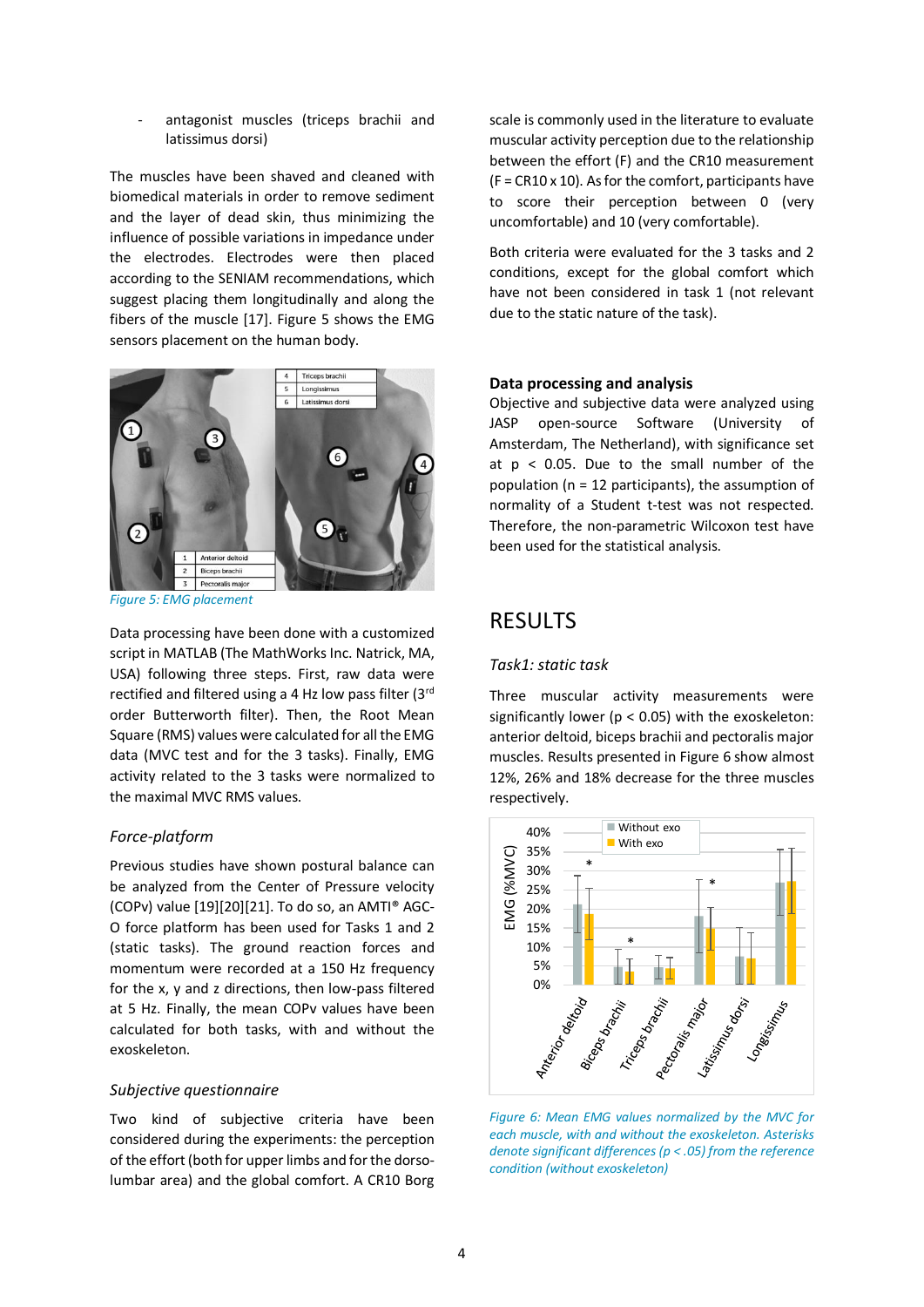- antagonist muscles (triceps brachii and latissimus dorsi)

The muscles have been shaved and cleaned with biomedical materials in order to remove sediment and the layer of dead skin, thus minimizing the influence of possible variations in impedance under the electrodes. Electrodes were then placed according to the SENIAM recommendations, which suggest placing them longitudinally and along the fibers of the muscle [17]. Figure 5 shows the EMG sensors placement on the human body.

Figure 5: EMG placement

Data processing have been done with a customized script in MATLAB (The MathWorks Inc. Natrick, MA, USA) following three steps. First, raw data were rectified and filtered using a 4 Hz low pass filter (3rd order Butterworth filter). Then, the Root Mean Square (RMS) values were calculated for all the EMG data (MVC test and for the 3 tasks). Finally, EMG activity related to the 3 tasks were normalized to the maximal MVC RMS values.

### *Force-platform*

Previous studies have shown postural balance can be analyzed from the Center of Pressure velocity (COPv) value [19][20][21]. To do so, an AMTI® AGC-O force platform has been used for Tasks 1 and 2 (static tasks). The ground reaction forces and momentum were recorded at a 150 Hz frequency for the x, y and z directions, then low-pass filtered at 5 Hz. Finally, the mean COPv values have been calculated for both tasks, with and without the exoskeleton.

### *Subjective questionnaire*

Two kind of subjective criteria have been considered during the experiments: the perception of the effort (both for upper limbs and for the dorso-lumbar area) and the global comfort. A CR10 Borg scale is commonly used in the literature to evaluate muscular activity perception due to the relationship between the effort (F) and the CR10 measurement (F = CR10 x 10). As for the comfort, participants have to score their perception between 0 (very uncomfortable) and 10 (very comfortable).

Both criteria were evaluated for the 3 tasks and 2 conditions, except for the global comfort which have not been considered in task 1 (not relevant due to the static nature of the task).

### **Data processing and analysis**

Objective and subjective data were analyzed using JASP open-source Software (University of Amsterdam, The Netherland), with significance set at $p < 0.05$. Due to the small number of the population ($n = 12$ participants), the assumption of normality of a Student t-test was not respected. Therefore, the non-parametric Wilcoxon test have been used for the statistical analysis.

## RESULTS

### *Task1: static task*

Three muscular activity measurements were significantly lower ($p < 0.05$) with the exoskeleton: anterior deltoid, biceps brachii and pectoralis major muscles. Results presented in Figure 6 show almost 12%, 26% and 18% decrease for the three muscles respectively.

*Figure 6: Mean EMG values normalized by the MVC for each muscle, with and without the exoskeleton. Asterisks denote significant differences ($p < .05$) from the reference condition (without exoskeleton)*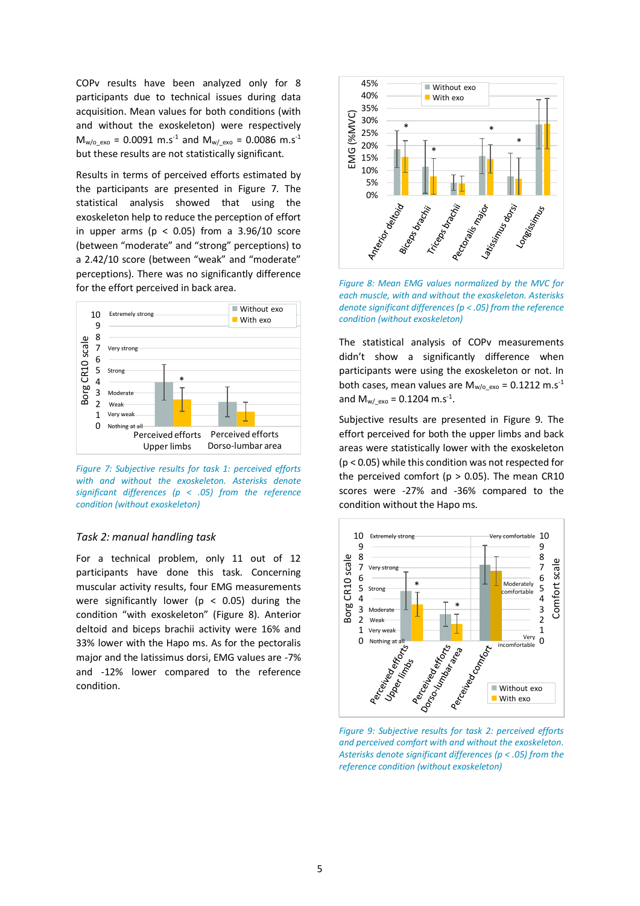COPv results have been analyzed only for 8 participants due to technical issues during data acquisition. Mean values for both conditions (with and without the exoskeleton) were respectively $M_{w/o\_exo}$ = 0.0091 m.s$^{-1}$ and $M_{w/\_exo}$ = 0.0086 m.s$^{-1}$ but these results are not statistically significant.

Results in terms of perceived efforts estimated by the participants are presented in Figure 7. The statistical analysis showed that using the exoskeleton help to reduce the perception of effort in upper arms ($p < 0.05$) from a 3.96/10 score (between "moderate" and "strong" perceptions) to a 2.42/10 score (between "weak" and "moderate" perceptions). There was no significantly difference for the effort perceived in back area.

*Figure 7: Subjective results for task 1: perceived efforts with and without the exoskeleton. Asterisks denote significant differences (p < .05) from the reference condition (without exoskeleton)*

### *Task 2: manual handling task*

For a technical problem, only 11 out of 12 participants have done this task. Concerning muscular activity results, four EMG measurements were significantly lower ($p < 0.05$) during the condition "with exoskeleton" (Figure 8). Anterior deltoid and biceps brachii activity were 16% and 33% lower with the Hapo ms. As for the pectoralis major and the latissimus dorsi, EMG values are -7% and -12% lower compared to the reference condition.

*Figure 8: Mean EMG values normalized by the MVC for each muscle, with and without the exoskeleton. Asterisks denote significant differences (p < .05) from the reference condition (without exoskeleton)*

The statistical analysis of COPv measurements didn't show a significantly difference when participants were using the exoskeleton or not. In both cases, mean values are $M_{w/o\_exo}$ = 0.1212 m.s$^{-1}$ and $M_{w/\_exo}$ = 0.1204 m.s$^{-1}$.

Subjective results are presented in Figure 9. The effort perceived for both the upper limbs and back areas were statistically lower with the exoskeleton ($p < 0.05$) while this condition was not respected for the perceived comfort ($p > 0.05$). The mean CR10 scores were -27% and -36% compared to the condition without the Hapo ms.

*Figure 9: Subjective results for task 2: perceived efforts and perceived comfort with and without the exoskeleton. Asterisks denote significant differences (p < .05) from the reference condition (without exoskeleton)*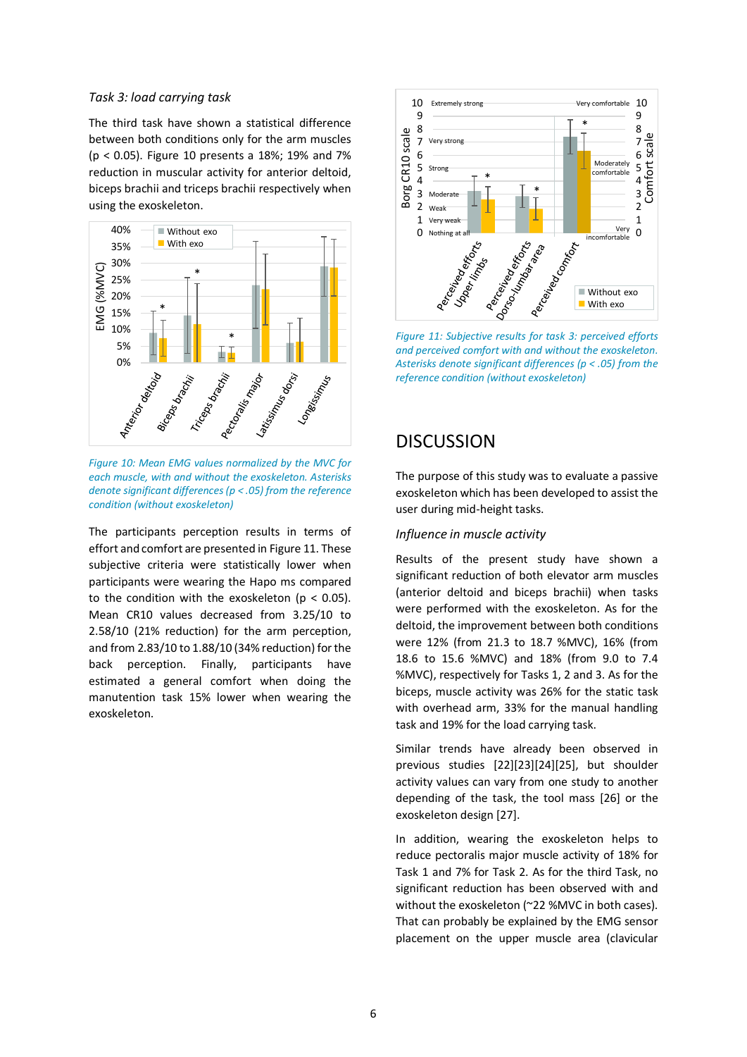*Task 3: load carrying task*

The third task have shown a statistical difference between both conditions only for the arm muscles ($p < 0.05$). Figure 10 presents a 18%; 19% and 7% reduction in muscular activity for anterior deltoid, biceps brachii and triceps brachii respectively when using the exoskeleton.

Figure 10: Mean EMG values normalized by the MVC for each muscle, with and without the exoskeleton. Asterisks denote significant differences ($p < .05$) from the reference condition (without exoskeleton)

The participants perception results in terms of effort and comfort are presented in Figure 11. These subjective criteria were statistically lower when participants were wearing the Hapo ms compared to the condition with the exoskeleton ($p < 0.05$). Mean CR10 values decreased from 3.25/10 to 2.58/10 (21% reduction) for the arm perception, and from 2.83/10 to 1.88/10 (34% reduction) for the back perception. Finally, participants have estimated a general comfort when doing the manutention task 15% lower when wearing the exoskeleton.

Figure 11: Subjective results for task 3: perceived efforts and perceived comfort with and without the exoskeleton. Asterisks denote significant differences ($p < .05$) from the reference condition (without exoskeleton)

# DISCUSSION

The purpose of this study was to evaluate a passive exoskeleton which has been developed to assist the user during mid-height tasks.

*Influence in muscle activity*

Results of the present study have shown a significant reduction of both elevator arm muscles (anterior deltoid and biceps brachii) when tasks were performed with the exoskeleton. As for the deltoid, the improvement between both conditions were 12% (from 21.3 to 18.7 %MVC), 16% (from 18.6 to 15.6 %MVC) and 18% (from 9.0 to 7.4 %MVC), respectively for Tasks 1, 2 and 3. As for the biceps, muscle activity was 26% for the static task with overhead arm, 33% for the manual handling task and 19% for the load carrying task.

Similar trends have already been observed in previous studies [22][23][24][25], but shoulder activity values can vary from one study to another depending of the task, the tool mass [26] or the exoskeleton design [27].

In addition, wearing the exoskeleton helps to reduce pectoralis major muscle activity of 18% for Task 1 and 7% for Task 2. As for the third Task, no significant reduction has been observed with and without the exoskeleton (~22 %MVC in both cases). That can probably be explained by the EMG sensor placement on the upper muscle area (clavicular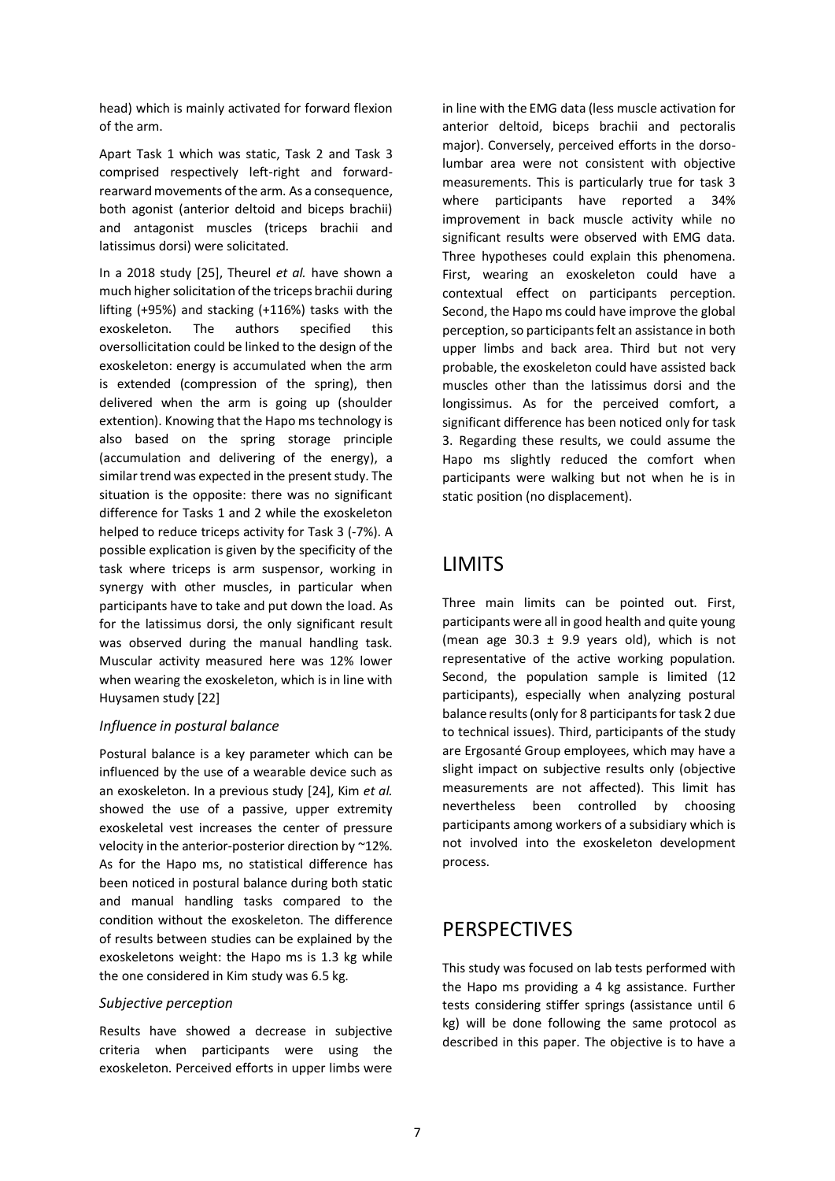head) which is mainly activated for forward flexion of the arm.

Apart Task 1 which was static, Task 2 and Task 3 comprised respectively left-right and forward-rearward movements of the arm. As a consequence, both agonist (anterior deltoid and biceps brachii) and antagonist muscles (triceps brachii and latissimus dorsi) were solicitated.

In a 2018 study [25], Theurel *et al.* have shown a much higher solicitation of the triceps brachii during lifting (+95%) and stacking (+116%) tasks with the exoskeleton. The authors specified this oversollicitation could be linked to the design of the exoskeleton: energy is accumulated when the arm is extended (compression of the spring), then delivered when the arm is going up (shoulder extention). Knowing that the Hapo ms technology is also based on the spring storage principle (accumulation and delivering of the energy), a similar trend was expected in the present study. The situation is the opposite: there was no significant difference for Tasks 1 and 2 while the exoskeleton helped to reduce triceps activity for Task 3 (-7%). A possible explication is given by the specificity of the task where triceps is arm suspensor, working in synergy with other muscles, in particular when participants have to take and put down the load. As for the latissimus dorsi, the only significant result was observed during the manual handling task. Muscular activity measured here was 12% lower when wearing the exoskeleton, which is in line with Huysamen study [22]

*Influence in postural balance*

Postural balance is a key parameter which can be influenced by the use of a wearable device such as an exoskeleton. In a previous study [24], Kim *et al.* showed the use of a passive, upper extremity exoskeletal vest increases the center of pressure velocity in the anterior-posterior direction by ~12%. As for the Hapo ms, no statistical difference has been noticed in postural balance during both static and manual handling tasks compared to the condition without the exoskeleton. The difference of results between studies can be explained by the exoskeletons weight: the Hapo ms is 1.3 kg while the one considered in Kim study was 6.5 kg.

*Subjective perception*

Results have showed a decrease in subjective criteria when participants were using the exoskeleton. Perceived efforts in upper limbs were in line with the EMG data (less muscle activation for anterior deltoid, biceps brachii and pectoralis major). Conversely, perceived efforts in the dorso-lumbar area were not consistent with objective measurements. This is particularly true for task 3 where participants have reported a 34% improvement in back muscle activity while no significant results were observed with EMG data. Three hypotheses could explain this phenomena. First, wearing an exoskeleton could have a contextual effect on participants perception. Second, the Hapo ms could have improve the global perception, so participants felt an assistance in both upper limbs and back area. Third but not very probable, the exoskeleton could have assisted back muscles other than the latissimus dorsi and the longissimus. As for the perceived comfort, a significant difference has been noticed only for task 3. Regarding these results, we could assume the Hapo ms slightly reduced the comfort when participants were walking but not when he is in static position (no displacement).

# LIMITS

Three main limits can be pointed out. First, participants were all in good health and quite young (mean age 30.3 ± 9.9 years old), which is not representative of the active working population. Second, the population sample is limited (12 participants), especially when analyzing postural balance results (only for 8 participants for task 2 due to technical issues). Third, participants of the study are Ergosanté Group employees, which may have a slight impact on subjective results only (objective measurements are not affected). This limit has nevertheless been controlled by choosing participants among workers of a subsidiary which is not involved into the exoskeleton development process.

# PERSPECTIVES

This study was focused on lab tests performed with the Hapo ms providing a 4 kg assistance. Further tests considering stiffer springs (assistance until 6 kg) will be done following the same protocol as described in this paper. The objective is to have a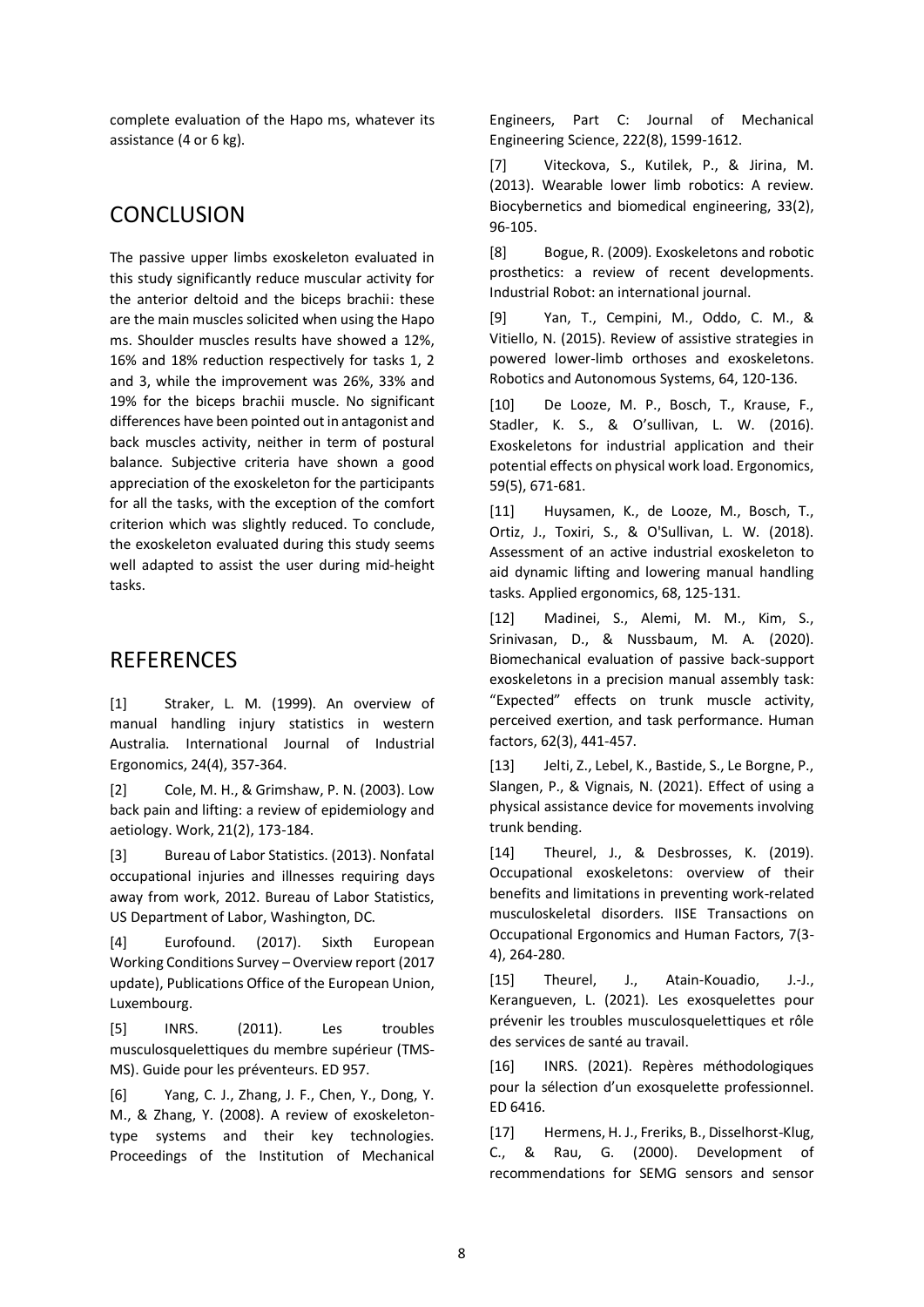complete evaluation of the Hapo ms, whatever its assistance (4 or 6 kg).

## CONCLUSION

The passive upper limbs exoskeleton evaluated in this study significantly reduce muscular activity for the anterior deltoid and the biceps brachii: these are the main muscles solicited when using the Hapo ms. Shoulder muscles results have showed a 12%, 16% and 18% reduction respectively for tasks 1, 2 and 3, while the improvement was 26%, 33% and 19% for the biceps brachii muscle. No significant differences have been pointed out in antagonist and back muscles activity, neither in term of postural balance. Subjective criteria have shown a good appreciation of the exoskeleton for the participants for all the tasks, with the exception of the comfort criterion which was slightly reduced. To conclude, the exoskeleton evaluated during this study seems well adapted to assist the user during mid-height tasks.

## REFERENCES

[1] Straker, L. M. (1999). An overview of manual handling injury statistics in western Australia. International Journal of Industrial Ergonomics, 24(4), 357-364.

[2] Cole, M. H., & Grimshaw, P. N. (2003). Low back pain and lifting: a review of epidemiology and aetiology. Work, 21(2), 173-184.

[3] Bureau of Labor Statistics. (2013). Nonfatal occupational injuries and illnesses requiring days away from work, 2012. Bureau of Labor Statistics, US Department of Labor, Washington, DC.

[4] Eurofound. (2017). Sixth European Working Conditions Survey – Overview report (2017 update), Publications Office of the European Union, Luxembourg.

[5] INRS. (2011). Les troubles musculosquelettiques du membre supérieur (TMS-MS). Guide pour les préventeurs. ED 957.

[6] Yang, C. J., Zhang, J. F., Chen, Y., Dong, Y. M., & Zhang, Y. (2008). A review of exoskeleton-type systems and their key technologies. Proceedings of the Institution of Mechanical Engineers, Part C: Journal of Mechanical Engineering Science, 222(8), 1599-1612.

[7] Viteckova, S., Kutilek, P., & Jirina, M. (2013). Wearable lower limb robotics: A review. Biocybernetics and biomedical engineering, 33(2), 96-105.

[8] Bogue, R. (2009). Exoskeletons and robotic prosthetics: a review of recent developments. Industrial Robot: an international journal.

[9] Yan, T., Cempini, M., Oddo, C. M., & Vitiello, N. (2015). Review of assistive strategies in powered lower-limb orthoses and exoskeletons. Robotics and Autonomous Systems, 64, 120-136.

[10] De Looze, M. P., Bosch, T., Krause, F., Stadler, K. S., & O'sullivan, L. W. (2016). Exoskeletons for industrial application and their potential effects on physical work load. Ergonomics, 59(5), 671-681.

[11] Huysamen, K., de Looze, M., Bosch, T., Ortiz, J., Toxiri, S., & O'Sullivan, L. W. (2018). Assessment of an active industrial exoskeleton to aid dynamic lifting and lowering manual handling tasks. Applied ergonomics, 68, 125-131.

[12] Madinei, S., Alemi, M. M., Kim, S., Srinivasan, D., & Nussbaum, M. A. (2020). Biomechanical evaluation of passive back-support exoskeletons in a precision manual assembly task: "Expected" effects on trunk muscle activity, perceived exertion, and task performance. Human factors, 62(3), 441-457.

[13] Jelti, Z., Lebel, K., Bastide, S., Le Borgne, P., Slangen, P., & Vignais, N. (2021). Effect of using a physical assistance device for movements involving trunk bending.

[14] Theurel, J., & Desbrosses, K. (2019). Occupational exoskeletons: overview of their benefits and limitations in preventing work-related musculoskeletal disorders. IISE Transactions on Occupational Ergonomics and Human Factors, 7(3-4), 264-280.

[15] Theurel, J., Atain-Kouadio, J.-J., Kerangueven, L. (2021). Les exosquelettes pour prévenir les troubles musculosquelettiques et rôle des services de santé au travail.

[16] INRS. (2021). Repères méthodologiques pour la sélection d'un exosquelette professionnel. ED 6416.

[17] Hermens, H. J., Freriks, B., Disselhorst-Klug, C., & Rau, G. (2000). Development of recommendations for SEMG sensors and sensor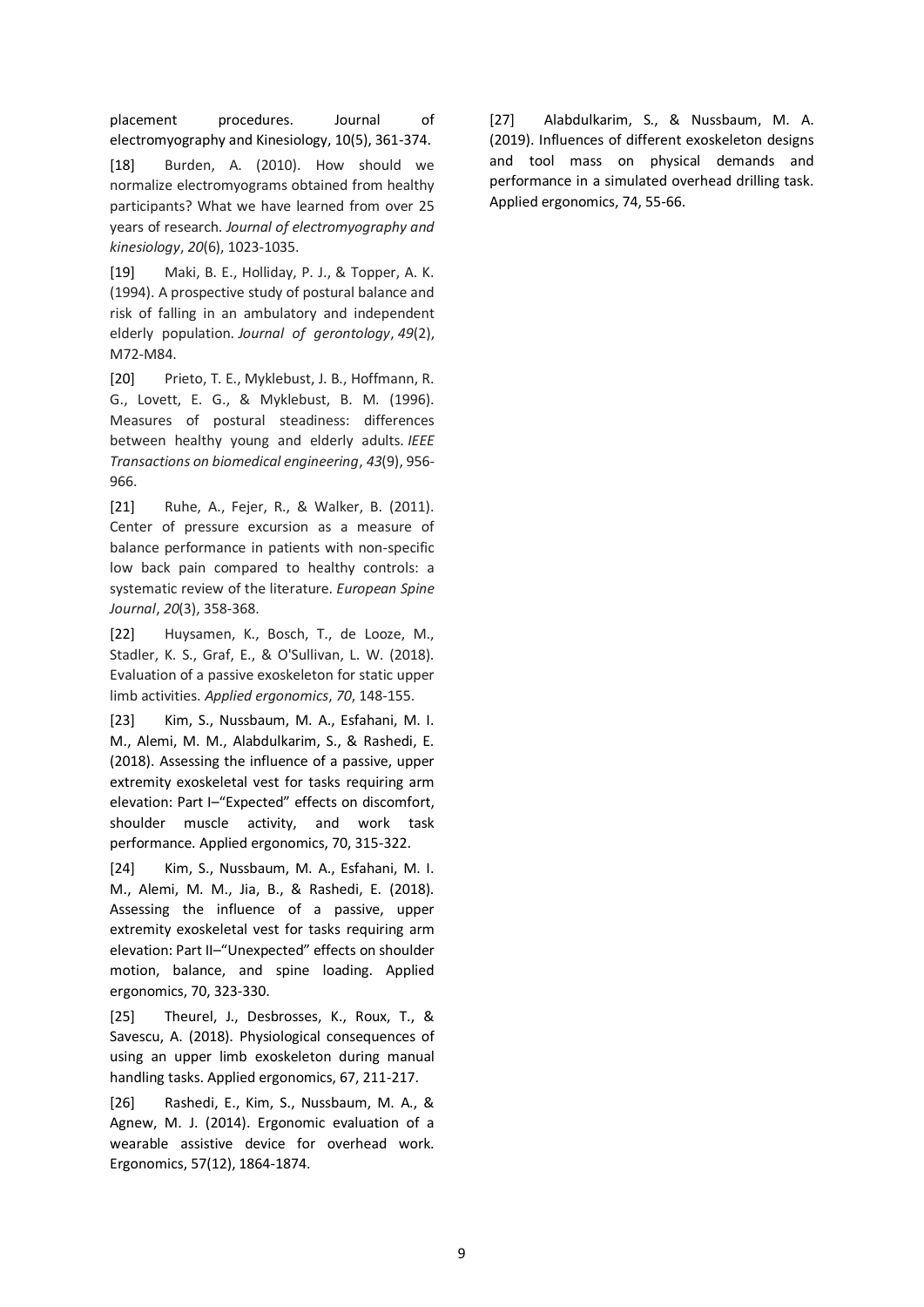placement procedures. Journal of electromyography and Kinesiology, 10(5), 361-374.

[18] Burden, A. (2010). How should we normalize electromyograms obtained from healthy participants? What we have learned from over 25 years of research. *Journal of electromyography and kinesiology*, *20*(6), 1023-1035.

[19] Maki, B. E., Holliday, P. J., & Topper, A. K. (1994). A prospective study of postural balance and risk of falling in an ambulatory and independent elderly population. *Journal of gerontology*, *49*(2), M72-M84.

[20] Prieto, T. E., Myklebust, J. B., Hoffmann, R. G., Lovett, E. G., & Myklebust, B. M. (1996). Measures of postural steadiness: differences between healthy young and elderly adults. *IEEE Transactions on biomedical engineering*, *43*(9), 956-966.

[21] Ruhe, A., Fejer, R., & Walker, B. (2011). Center of pressure excursion as a measure of balance performance in patients with non-specific low back pain compared to healthy controls: a systematic review of the literature. *European Spine Journal*, *20*(3), 358-368.

[22] Huysamen, K., Bosch, T., de Looze, M., Stadler, K. S., Graf, E., & O'Sullivan, L. W. (2018). Evaluation of a passive exoskeleton for static upper limb activities. *Applied ergonomics*, *70*, 148-155.

[23] Kim, S., Nussbaum, M. A., Esfahani, M. I. M., Alemi, M. M., Alabdulkarim, S., & Rashedi, E. (2018). Assessing the influence of a passive, upper extremity exoskeletal vest for tasks requiring arm elevation: Part I–"Expected" effects on discomfort, shoulder muscle activity, and work task performance. Applied ergonomics, 70, 315-322.

[24] Kim, S., Nussbaum, M. A., Esfahani, M. I. M., Alemi, M. M., Jia, B., & Rashedi, E. (2018). Assessing the influence of a passive, upper extremity exoskeletal vest for tasks requiring arm elevation: Part II–"Unexpected" effects on shoulder motion, balance, and spine loading. Applied ergonomics, 70, 323-330.

[25] Theurel, J., Desbrosses, K., Roux, T., & Savescu, A. (2018). Physiological consequences of using an upper limb exoskeleton during manual handling tasks. Applied ergonomics, 67, 211-217.

[26] Rashedi, E., Kim, S., Nussbaum, M. A., & Agnew, M. J. (2014). Ergonomic evaluation of a wearable assistive device for overhead work. Ergonomics, 57(12), 1864-1874.

[27] Alabdulkarim, S., & Nussbaum, M. A. (2019). Influences of different exoskeleton designs and tool mass on physical demands and performance in a simulated overhead drilling task. Applied ergonomics, 74, 55-66.